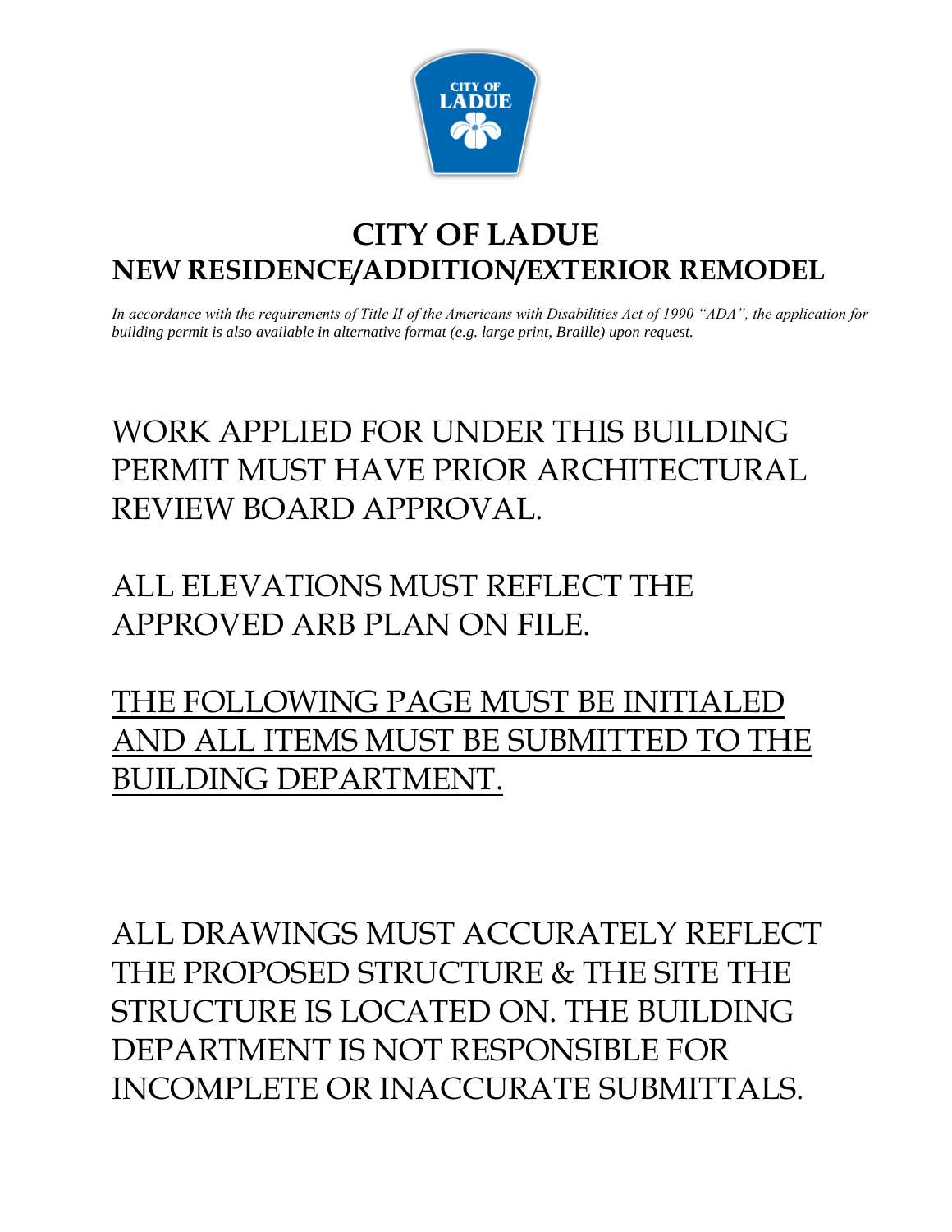# CITY OF LADUE

## NEW RESIDENCE/ADDITION/EXTERIOR REMODEL

*In accordance with the requirements of Title II of the Americans with Disabilities Act of 1990 "ADA", the application for building permit is also available in alternative format (e.g. large print, Braille) upon request.*

WORK APPLIED FOR UNDER THIS BUILDING PERMIT MUST HAVE PRIOR ARCHITECTURAL REVIEW BOARD APPROVAL.

ALL ELEVATIONS MUST REFLECT THE APPROVED ARB PLAN ON FILE.

<u>THE FOLLOWING PAGE MUST BE INITIALED AND ALL ITEMS MUST BE SUBMITTED TO THE BUILDING DEPARTMENT.</u>

ALL DRAWINGS MUST ACCURATELY REFLECT THE PROPOSED STRUCTURE & THE SITE THE STRUCTURE IS LOCATED ON. THE BUILDING DEPARTMENT IS NOT RESPONSIBLE FOR INCOMPLETE OR INACCURATE SUBMITTALS.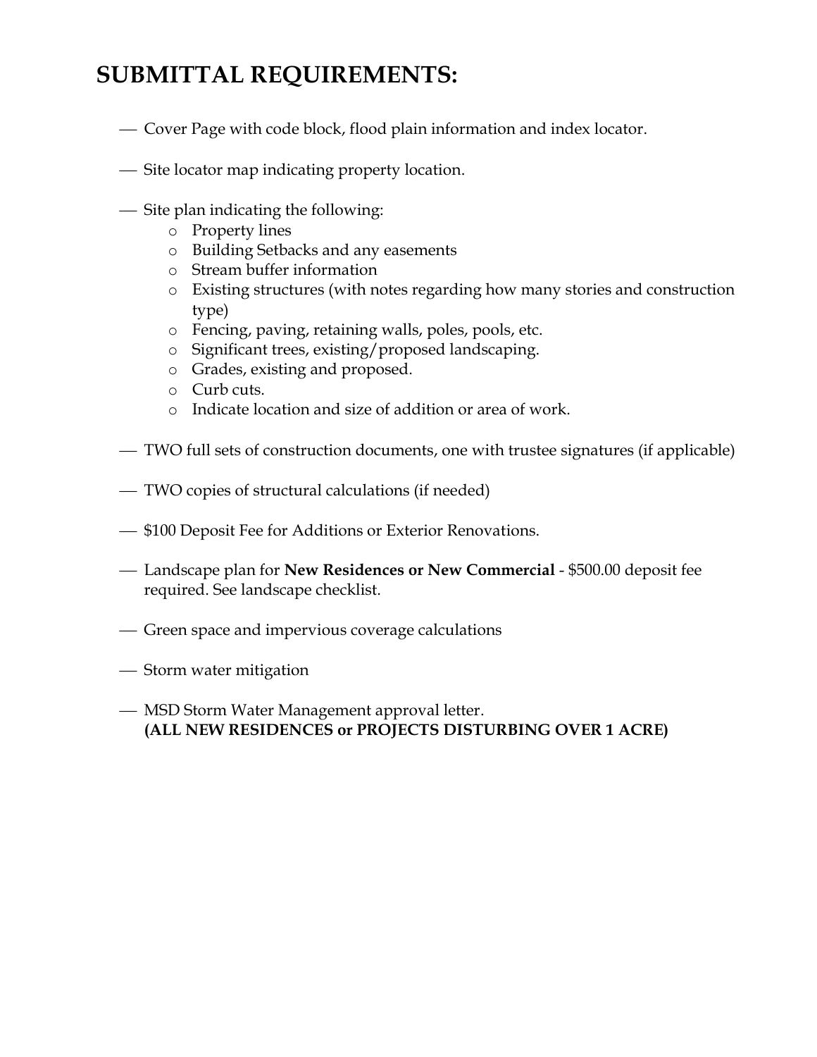## SUBMITTAL REQUIREMENTS:

- Cover Page with code block, flood plain information and index locator.
- Site locator map indicating property location.
- Site plan indicating the following:
  - Property lines
  - Building Setbacks and any easements
  - Stream buffer information
  - Existing structures (with notes regarding how many stories and construction type)
  - Fencing, paving, retaining walls, poles, pools, etc.
  - Significant trees, existing/proposed landscaping.
  - Grades, existing and proposed.
  - Curb cuts.
  - Indicate location and size of addition or area of work.
- TWO full sets of construction documents, one with trustee signatures (if applicable)
- TWO copies of structural calculations (if needed)
- $100 Deposit Fee for Additions or Exterior Renovations.
- Landscape plan for **New Residences or New Commercial** - $500.00 deposit fee required. See landscape checklist.
- Green space and impervious coverage calculations
- Storm water mitigation
- MSD Storm Water Management approval letter.
  **(ALL NEW RESIDENCES or PROJECTS DISTURBING OVER 1 ACRE)**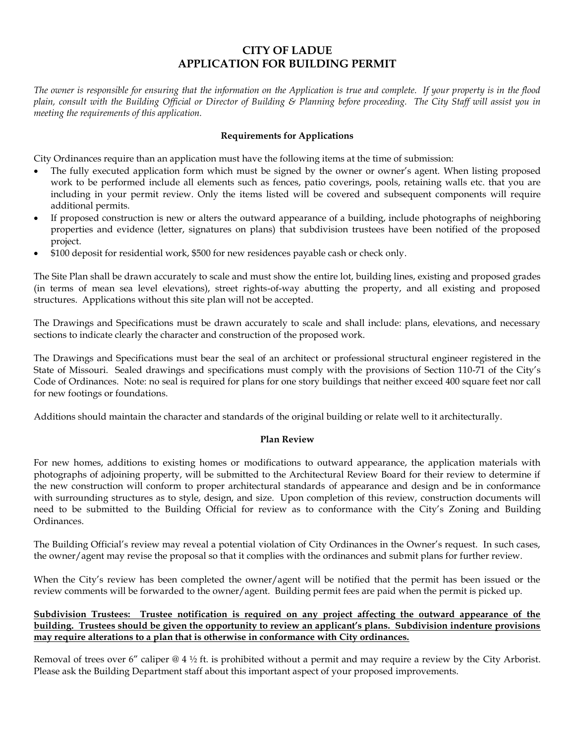# CITY OF LADUE
# APPLICATION FOR BUILDING PERMIT

*The owner is responsible for ensuring that the information on the Application is true and complete. If your property is in the flood plain, consult with the Building Official or Director of Building & Planning before proceeding. The City Staff will assist you in meeting the requirements of this application.*

### Requirements for Applications

City Ordinances require than an application must have the following items at the time of submission:

- The fully executed application form which must be signed by the owner or owner's agent. When listing proposed work to be performed include all elements such as fences, patio coverings, pools, retaining walls etc. that you are including in your permit review. Only the items listed will be covered and subsequent components will require additional permits.
- If proposed construction is new or alters the outward appearance of a building, include photographs of neighboring properties and evidence (letter, signatures on plans) that subdivision trustees have been notified of the proposed project.
- $100 deposit for residential work, $500 for new residences payable cash or check only.

The Site Plan shall be drawn accurately to scale and must show the entire lot, building lines, existing and proposed grades (in terms of mean sea level elevations), street rights-of-way abutting the property, and all existing and proposed structures. Applications without this site plan will not be accepted.

The Drawings and Specifications must be drawn accurately to scale and shall include: plans, elevations, and necessary sections to indicate clearly the character and construction of the proposed work.

The Drawings and Specifications must bear the seal of an architect or professional structural engineer registered in the State of Missouri. Sealed drawings and specifications must comply with the provisions of Section 110-71 of the City's Code of Ordinances. Note: no seal is required for plans for one story buildings that neither exceed 400 square feet nor call for new footings or foundations.

Additions should maintain the character and standards of the original building or relate well to it architecturally.

### Plan Review

For new homes, additions to existing homes or modifications to outward appearance, the application materials with photographs of adjoining property, will be submitted to the Architectural Review Board for their review to determine if the new construction will conform to proper architectural standards of appearance and design and be in conformance with surrounding structures as to style, design, and size. Upon completion of this review, construction documents will need to be submitted to the Building Official for review as to conformance with the City's Zoning and Building Ordinances.

The Building Official's review may reveal a potential violation of City Ordinances in the Owner's request. In such cases, the owner/agent may revise the proposal so that it complies with the ordinances and submit plans for further review.

When the City's review has been completed the owner/agent will be notified that the permit has been issued or the review comments will be forwarded to the owner/agent. Building permit fees are paid when the permit is picked up.

**Subdivision Trustees: Trustee notification is required on any project affecting the outward appearance of the building. Trustees should be given the opportunity to review an applicant's plans. Subdivision indenture provisions may require alterations to a plan that is otherwise in conformance with City ordinances.**

Removal of trees over 6" caliper @ 4 ½ ft. is prohibited without a permit and may require a review by the City Arborist. Please ask the Building Department staff about this important aspect of your proposed improvements.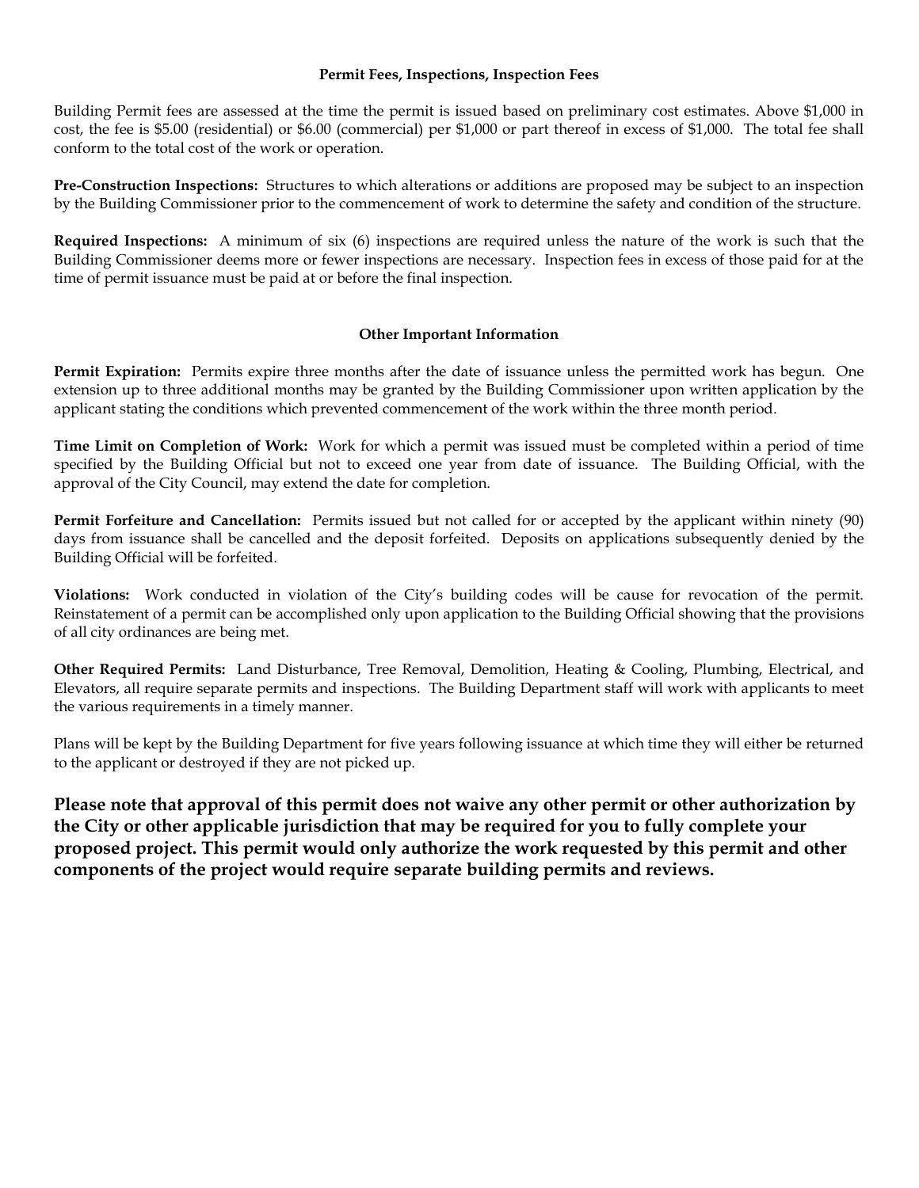## Permit Fees, Inspections, Inspection Fees

Building Permit fees are assessed at the time the permit is issued based on preliminary cost estimates. Above $1,000 in cost, the fee is $5.00 (residential) or $6.00 (commercial) per $1,000 or part thereof in excess of $1,000. The total fee shall conform to the total cost of the work or operation.

**Pre-Construction Inspections:** Structures to which alterations or additions are proposed may be subject to an inspection by the Building Commissioner prior to the commencement of work to determine the safety and condition of the structure.

**Required Inspections:** A minimum of six (6) inspections are required unless the nature of the work is such that the Building Commissioner deems more or fewer inspections are necessary. Inspection fees in excess of those paid for at the time of permit issuance must be paid at or before the final inspection.

## Other Important Information

**Permit Expiration:** Permits expire three months after the date of issuance unless the permitted work has begun. One extension up to three additional months may be granted by the Building Commissioner upon written application by the applicant stating the conditions which prevented commencement of the work within the three month period.

**Time Limit on Completion of Work:** Work for which a permit was issued must be completed within a period of time specified by the Building Official but not to exceed one year from date of issuance. The Building Official, with the approval of the City Council, may extend the date for completion.

**Permit Forfeiture and Cancellation:** Permits issued but not called for or accepted by the applicant within ninety (90) days from issuance shall be cancelled and the deposit forfeited. Deposits on applications subsequently denied by the Building Official will be forfeited.

**Violations:** Work conducted in violation of the City's building codes will be cause for revocation of the permit. Reinstatement of a permit can be accomplished only upon application to the Building Official showing that the provisions of all city ordinances are being met.

**Other Required Permits:** Land Disturbance, Tree Removal, Demolition, Heating & Cooling, Plumbing, Electrical, and Elevators, all require separate permits and inspections. The Building Department staff will work with applicants to meet the various requirements in a timely manner.

Plans will be kept by the Building Department for five years following issuance at which time they will either be returned to the applicant or destroyed if they are not picked up.

**Please note that approval of this permit does not waive any other permit or other authorization by the City or other applicable jurisdiction that may be required for you to fully complete your proposed project. This permit would only authorize the work requested by this permit and other components of the project would require separate building permits and reviews.**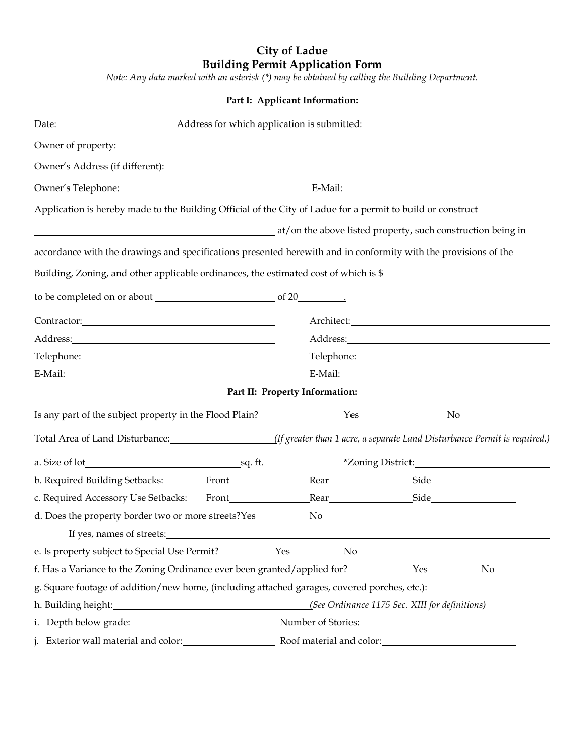# City of Ladue
## Building Permit Application Form

*Note: Any data marked with an asterisk (*) may be obtained by calling the Building Department.*

### Part I: Applicant Information:

Date:______________________ Address for which application is submitted:______________________________________

Owner of property:______________________________________________________________________________

Owner's Address (if different):______________________________________________________________________

Owner's Telephone:____________________________________ E-Mail: ____________________________________

Application is hereby made to the Building Official of the City of Ladue for a permit to build or construct

______________________________________________ at/on the above listed property, such construction being in

accordance with the drawings and specifications presented herewith and in conformity with the provisions of the

Building, Zoning, and other applicable ordinances, the estimated cost of which is $______________________________

to be completed on or about ______________________ of 20_________.

Contractor:____________________________________ Architect:____________________________________

Address:____________________________________ Address:____________________________________

Telephone:____________________________________ Telephone:____________________________________

E-Mail: ____________________________________ E-Mail: ____________________________________

### Part II: Property Information:

Is any part of the subject property in the Flood Plain? Yes No

Total Area of Land Disturbance:____________________ *(If greater than 1 acre, a separate Land Disturbance Permit is required.)*

a. Size of lot______________________________sq. ft. *Zoning District:__________________________

b. Required Building Setbacks: Front________________Rear________________Side________________

c. Required Accessory Use Setbacks: Front________________Rear________________Side________________

d. Does the property border two or more streets? Yes No

If yes, names of streets:______________________________________________________________________

e. Is property subject to Special Use Permit? Yes No

f. Has a Variance to the Zoning Ordinance ever been granted/applied for? Yes No

g. Square footage of addition/new home, (including attached garages, covered porches, etc.):________________

h. Building height:________________________________________ *(See Ordinance 1175 Sec. XIII for definitions)*

i. Depth below grade:__________________________ Number of Stories:______________________________

j. Exterior wall material and color:__________________ Roof material and color:__________________________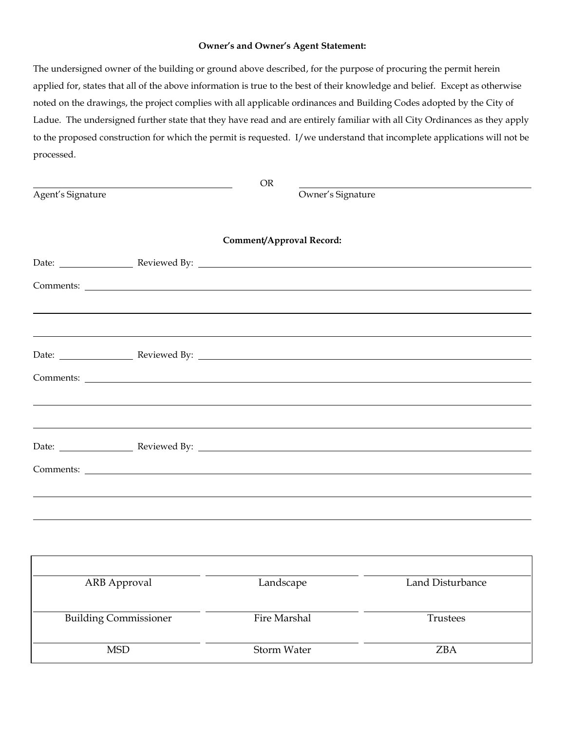**Owner's and Owner's Agent Statement:**

The undersigned owner of the building or ground above described, for the purpose of procuring the permit herein applied for, states that all of the above information is true to the best of their knowledge and belief. Except as otherwise noted on the drawings, the project complies with all applicable ordinances and Building Codes adopted by the City of Ladue. The undersigned further state that they have read and are entirely familiar with all City Ordinances as they apply to the proposed construction for which the permit is requested. I/we understand that incomplete applications will not be processed.

\_\_\_\_\_\_\_\_\_\_\_\_\_\_\_\_\_\_\_\_\_\_\_\_\_\_\_\_\_\_ OR \_\_\_\_\_\_\_\_\_\_\_\_\_\_\_\_\_\_\_\_\_\_\_\_\_\_\_\_\_\_

Agent's Signature &nbsp;&nbsp;&nbsp;&nbsp;&nbsp;&nbsp;&nbsp;&nbsp;&nbsp;&nbsp;&nbsp;&nbsp;&nbsp;&nbsp;&nbsp;&nbsp;&nbsp;&nbsp;&nbsp;&nbsp; Owner's Signature

**Comment/Approval Record:**

Date: \_\_\_\_\_\_\_\_\_\_\_\_ Reviewed By: \_\_\_\_\_\_\_\_\_\_\_\_\_\_\_\_\_\_\_\_\_\_\_\_\_\_\_\_\_\_\_\_\_\_\_\_\_\_\_\_

Comments: \_\_\_\_\_\_\_\_\_\_\_\_\_\_\_\_\_\_\_\_\_\_\_\_\_\_\_\_\_\_\_\_\_\_\_\_\_\_\_\_\_\_\_\_\_\_\_\_\_\_\_\_\_\_\_\_

\_\_\_\_\_\_\_\_\_\_\_\_\_\_\_\_\_\_\_\_\_\_\_\_\_\_\_\_\_\_\_\_\_\_\_\_\_\_\_\_\_\_\_\_\_\_\_\_\_\_\_\_\_\_\_\_\_\_\_\_\_\_\_\_\_\_\_\_\_\_

\_\_\_\_\_\_\_\_\_\_\_\_\_\_\_\_\_\_\_\_\_\_\_\_\_\_\_\_\_\_\_\_\_\_\_\_\_\_\_\_\_\_\_\_\_\_\_\_\_\_\_\_\_\_\_\_\_\_\_\_\_\_\_\_\_\_\_\_\_\_

Date: \_\_\_\_\_\_\_\_\_\_\_\_ Reviewed By: \_\_\_\_\_\_\_\_\_\_\_\_\_\_\_\_\_\_\_\_\_\_\_\_\_\_\_\_\_\_\_\_\_\_\_\_\_\_\_\_

Comments: \_\_\_\_\_\_\_\_\_\_\_\_\_\_\_\_\_\_\_\_\_\_\_\_\_\_\_\_\_\_\_\_\_\_\_\_\_\_\_\_\_\_\_\_\_\_\_\_\_\_\_\_\_\_\_\_

\_\_\_\_\_\_\_\_\_\_\_\_\_\_\_\_\_\_\_\_\_\_\_\_\_\_\_\_\_\_\_\_\_\_\_\_\_\_\_\_\_\_\_\_\_\_\_\_\_\_\_\_\_\_\_\_\_\_\_\_\_\_\_\_\_\_\_\_\_\_

\_\_\_\_\_\_\_\_\_\_\_\_\_\_\_\_\_\_\_\_\_\_\_\_\_\_\_\_\_\_\_\_\_\_\_\_\_\_\_\_\_\_\_\_\_\_\_\_\_\_\_\_\_\_\_\_\_\_\_\_\_\_\_\_\_\_\_\_\_\_

Date: \_\_\_\_\_\_\_\_\_\_\_\_ Reviewed By: \_\_\_\_\_\_\_\_\_\_\_\_\_\_\_\_\_\_\_\_\_\_\_\_\_\_\_\_\_\_\_\_\_\_\_\_\_\_\_\_

Comments: \_\_\_\_\_\_\_\_\_\_\_\_\_\_\_\_\_\_\_\_\_\_\_\_\_\_\_\_\_\_\_\_\_\_\_\_\_\_\_\_\_\_\_\_\_\_\_\_\_\_\_\_\_\_\_\_

\_\_\_\_\_\_\_\_\_\_\_\_\_\_\_\_\_\_\_\_\_\_\_\_\_\_\_\_\_\_\_\_\_\_\_\_\_\_\_\_\_\_\_\_\_\_\_\_\_\_\_\_\_\_\_\_\_\_\_\_\_\_\_\_\_\_\_\_\_\_

\_\_\_\_\_\_\_\_\_\_\_\_\_\_\_\_\_\_\_\_\_\_\_\_\_\_\_\_\_\_\_\_\_\_\_\_\_\_\_\_\_\_\_\_\_\_\_\_\_\_\_\_\_\_\_\_\_\_\_\_\_\_\_\_\_\_\_\_\_\_

| | | |
|---|---|---|
| ARB Approval | Landscape | Land Disturbance |
| Building Commissioner | Fire Marshal | Trustees |
| MSD | Storm Water | ZBA |